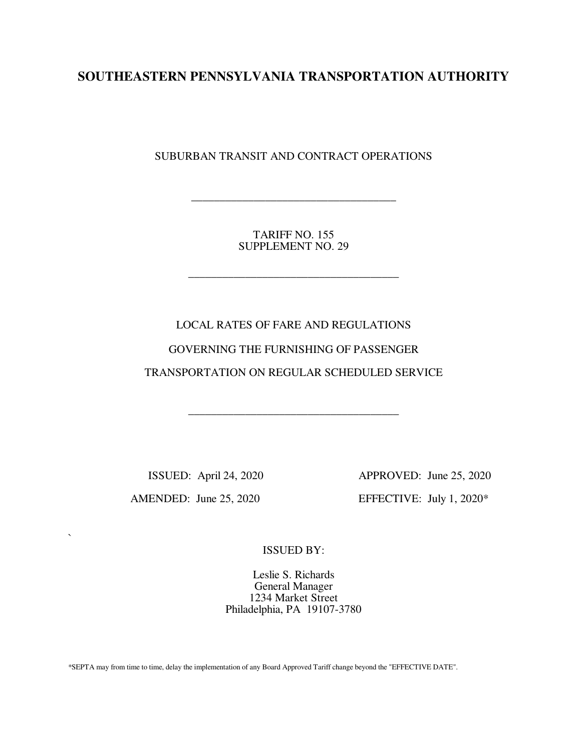# SOUTHEASTERN PENNSYLVANIA TRANSPORTATION AUTHORITY

SUBURBAN TRANSIT AND CONTRACT OPERATIONS

---

TARIFF NO. 155
SUPPLEMENT NO. 29

---

LOCAL RATES OF FARE AND REGULATIONS

GOVERNING THE FURNISHING OF PASSENGER

TRANSPORTATION ON REGULAR SCHEDULED SERVICE

---

ISSUED: April 24, 2020

APPROVED: June 25, 2020

AMENDED: June 25, 2020

EFFECTIVE: July 1, 2020*

ISSUED BY:

Leslie S. Richards
General Manager
1234 Market Street
Philadelphia, PA 19107-3780

*SEPTA may from time to time, delay the implementation of any Board Approved Tariff change beyond the "EFFECTIVE DATE".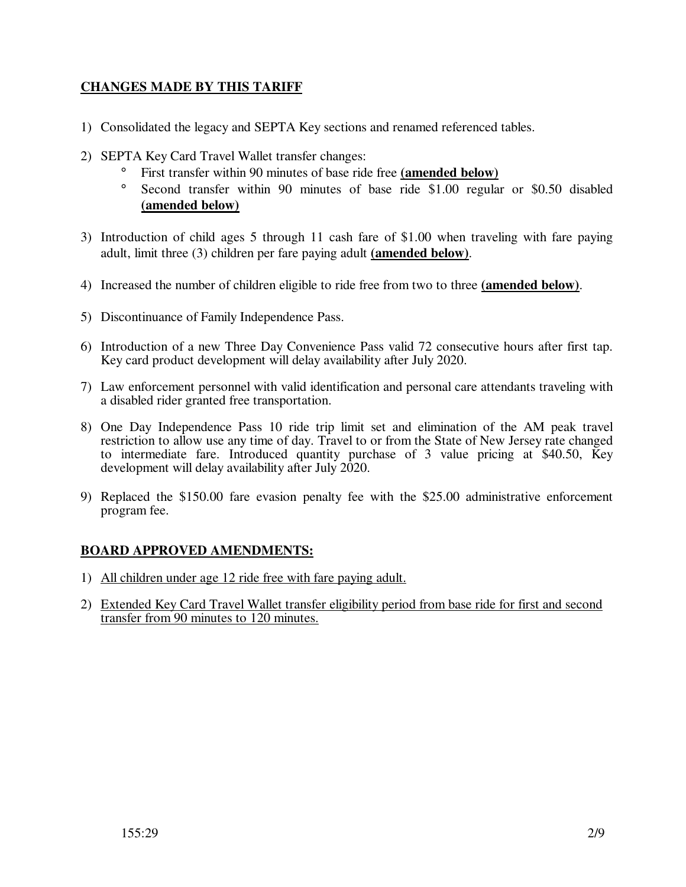**<u>CHANGES MADE BY THIS TARIFF</u>**

1) Consolidated the legacy and SEPTA Key sections and renamed referenced tables.

2) SEPTA Key Card Travel Wallet transfer changes:
   - First transfer within 90 minutes of base ride free **<u>(amended below)</u>**
   - Second transfer within 90 minutes of base ride $1.00 regular or $0.50 disabled **<u>(amended below)</u>**

3) Introduction of child ages 5 through 11 cash fare of $1.00 when traveling with fare paying adult, limit three (3) children per fare paying adult **<u>(amended below)</u>**.

4) Increased the number of children eligible to ride free from two to three **<u>(amended below)</u>**.

5) Discontinuance of Family Independence Pass.

6) Introduction of a new Three Day Convenience Pass valid 72 consecutive hours after first tap. Key card product development will delay availability after July 2020.

7) Law enforcement personnel with valid identification and personal care attendants traveling with a disabled rider granted free transportation.

8) One Day Independence Pass 10 ride trip limit set and elimination of the AM peak travel restriction to allow use any time of day. Travel to or from the State of New Jersey rate changed to intermediate fare. Introduced quantity purchase of 3 value pricing at $40.50, Key development will delay availability after July 2020.

9) Replaced the $150.00 fare evasion penalty fee with the $25.00 administrative enforcement program fee.

**<u>BOARD APPROVED AMENDMENTS:</u>**

1) <u>All children under age 12 ride free with fare paying adult.</u>

2) <u>Extended Key Card Travel Wallet transfer eligibility period from base ride for first and second transfer from 90 minutes to 120 minutes.</u>

155:29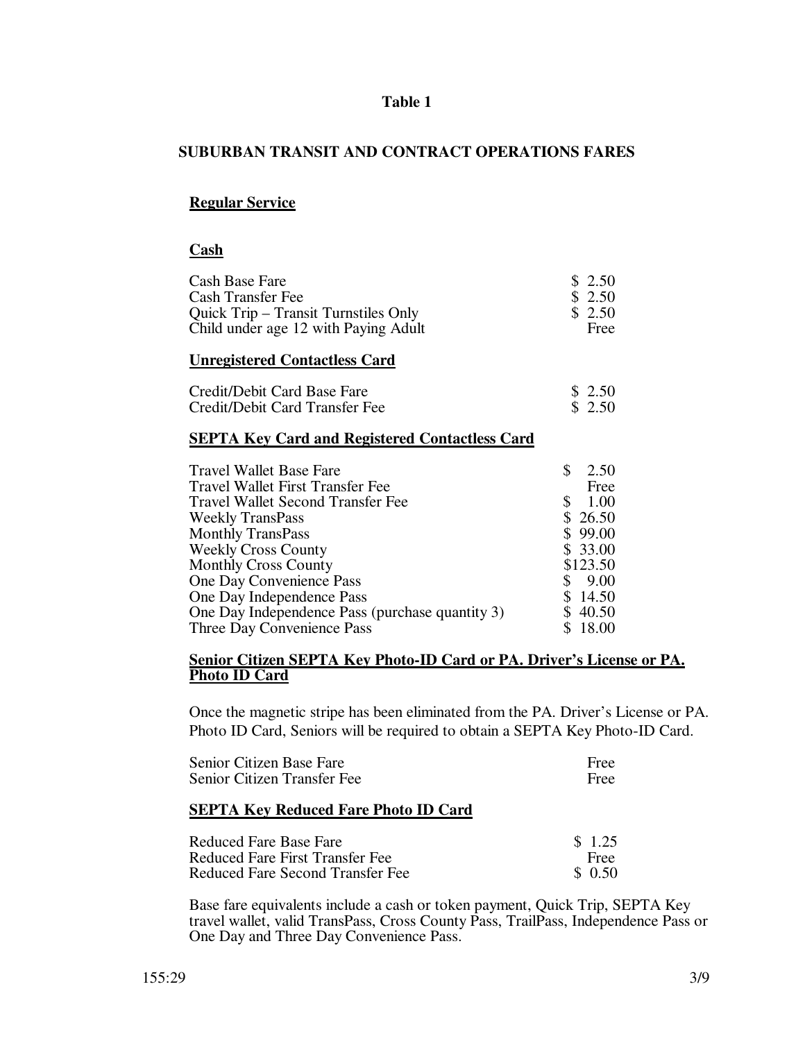**Table 1**

## SUBURBAN TRANSIT AND CONTRACT OPERATIONS FARES

### Regular Service

#### Cash

| | |
|---|---|
| Cash Base Fare | $ 2.50 |
| Cash Transfer Fee | $ 2.50 |
| Quick Trip – Transit Turnstiles Only | $ 2.50 |
| Child under age 12 with Paying Adult | Free |

#### Unregistered Contactless Card

| | |
|---|---|
| Credit/Debit Card Base Fare | $ 2.50 |
| Credit/Debit Card Transfer Fee | $ 2.50 |

#### SEPTA Key Card and Registered Contactless Card

| | |
|---|---|
| Travel Wallet Base Fare | $ 2.50 |
| Travel Wallet First Transfer Fee | Free |
| Travel Wallet Second Transfer Fee | $ 1.00 |
| Weekly TransPass | $ 26.50 |
| Monthly TransPass | $ 99.00 |
| Weekly Cross County | $ 33.00 |
| Monthly Cross County | $123.50 |
| One Day Convenience Pass | $ 9.00 |
| One Day Independence Pass | $ 14.50 |
| One Day Independence Pass (purchase quantity 3) | $ 40.50 |
| Three Day Convenience Pass | $ 18.00 |

#### Senior Citizen SEPTA Key Photo-ID Card or PA. Driver's License or PA. Photo ID Card

Once the magnetic stripe has been eliminated from the PA. Driver's License or PA. Photo ID Card, Seniors will be required to obtain a SEPTA Key Photo-ID Card.

| | |
|---|---|
| Senior Citizen Base Fare | Free |
| Senior Citizen Transfer Fee | Free |

#### SEPTA Key Reduced Fare Photo ID Card

| | |
|---|---|
| Reduced Fare Base Fare | $ 1.25 |
| Reduced Fare First Transfer Fee | Free |
| Reduced Fare Second Transfer Fee | $ 0.50 |

Base fare equivalents include a cash or token payment, Quick Trip, SEPTA Key travel wallet, valid TransPass, Cross County Pass, TrailPass, Independence Pass or One Day and Three Day Convenience Pass.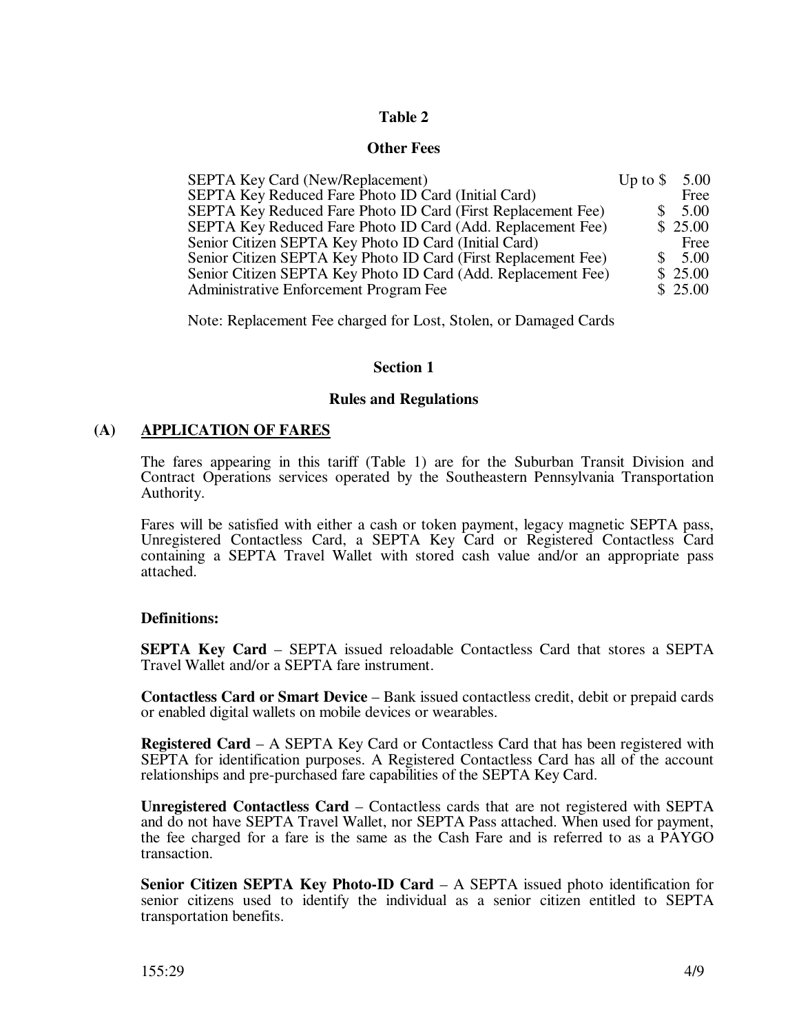## Table 2

### Other Fees

| Item | Fee |
|---|---|
| SEPTA Key Card (New/Replacement) | Up to $ 5.00 |
| SEPTA Key Reduced Fare Photo ID Card (Initial Card) | Free |
| SEPTA Key Reduced Fare Photo ID Card (First Replacement Fee) | $ 5.00 |
| SEPTA Key Reduced Fare Photo ID Card (Add. Replacement Fee) | $ 25.00 |
| Senior Citizen SEPTA Key Photo ID Card (Initial Card) | Free |
| Senior Citizen SEPTA Key Photo ID Card (First Replacement Fee) | $ 5.00 |
| Senior Citizen SEPTA Key Photo ID Card (Add. Replacement Fee) | $ 25.00 |
| Administrative Enforcement Program Fee | $ 25.00 |

Note: Replacement Fee charged for Lost, Stolen, or Damaged Cards

## Section 1

### Rules and Regulations

**(A) APPLICATION OF FARES**

The fares appearing in this tariff (Table 1) are for the Suburban Transit Division and Contract Operations services operated by the Southeastern Pennsylvania Transportation Authority.

Fares will be satisfied with either a cash or token payment, legacy magnetic SEPTA pass, Unregistered Contactless Card, a SEPTA Key Card or Registered Contactless Card containing a SEPTA Travel Wallet with stored cash value and/or an appropriate pass attached.

**Definitions:**

**SEPTA Key Card** – SEPTA issued reloadable Contactless Card that stores a SEPTA Travel Wallet and/or a SEPTA fare instrument.

**Contactless Card or Smart Device** – Bank issued contactless credit, debit or prepaid cards or enabled digital wallets on mobile devices or wearables.

**Registered Card** – A SEPTA Key Card or Contactless Card that has been registered with SEPTA for identification purposes. A Registered Contactless Card has all of the account relationships and pre-purchased fare capabilities of the SEPTA Key Card.

**Unregistered Contactless Card** – Contactless cards that are not registered with SEPTA and do not have SEPTA Travel Wallet, nor SEPTA Pass attached. When used for payment, the fee charged for a fare is the same as the Cash Fare and is referred to as a PAYGO transaction.

**Senior Citizen SEPTA Key Photo-ID Card** – A SEPTA issued photo identification for senior citizens used to identify the individual as a senior citizen entitled to SEPTA transportation benefits.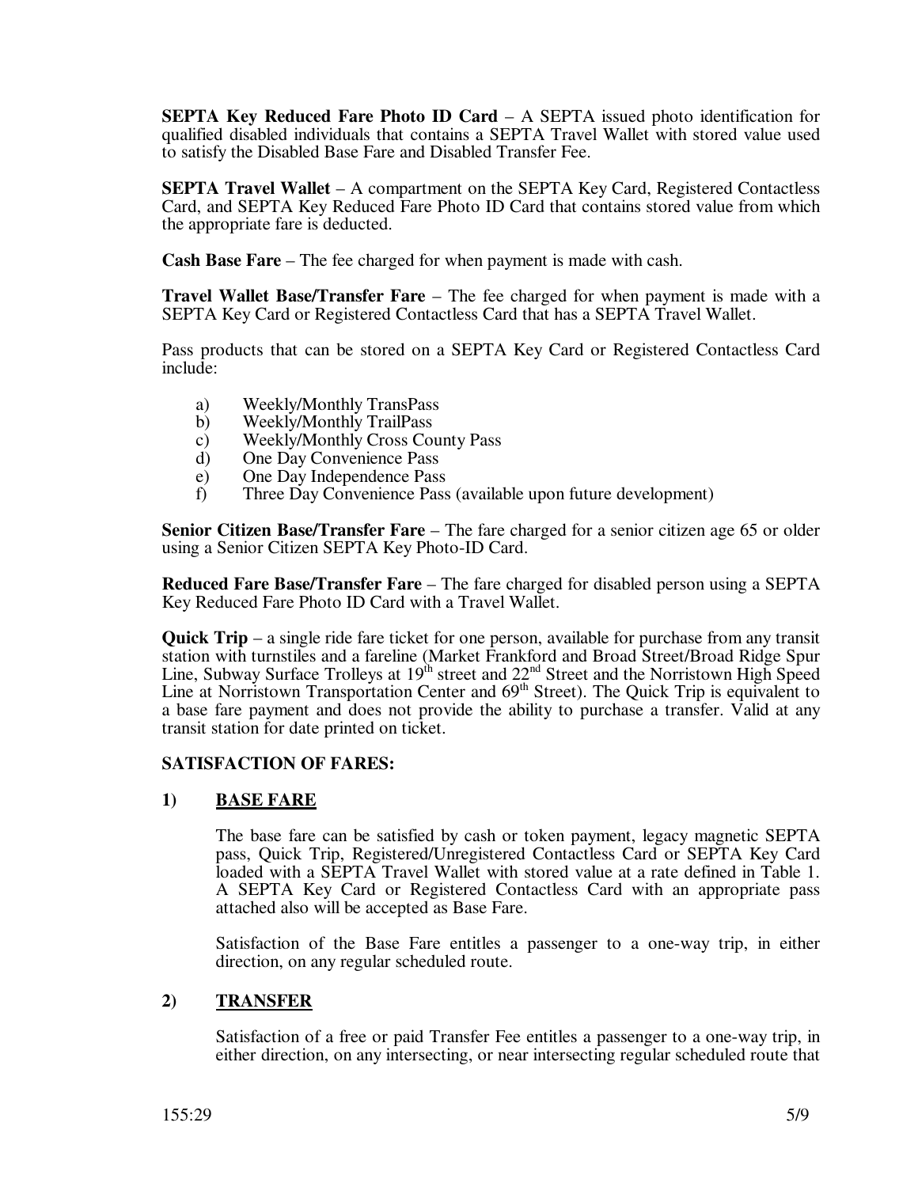**SEPTA Key Reduced Fare Photo ID Card** – A SEPTA issued photo identification for qualified disabled individuals that contains a SEPTA Travel Wallet with stored value used to satisfy the Disabled Base Fare and Disabled Transfer Fee.

**SEPTA Travel Wallet** – A compartment on the SEPTA Key Card, Registered Contactless Card, and SEPTA Key Reduced Fare Photo ID Card that contains stored value from which the appropriate fare is deducted.

**Cash Base Fare** – The fee charged for when payment is made with cash.

**Travel Wallet Base/Transfer Fare** – The fee charged for when payment is made with a SEPTA Key Card or Registered Contactless Card that has a SEPTA Travel Wallet.

Pass products that can be stored on a SEPTA Key Card or Registered Contactless Card include:

a) Weekly/Monthly TransPass
b) Weekly/Monthly TrailPass
c) Weekly/Monthly Cross County Pass
d) One Day Convenience Pass
e) One Day Independence Pass
f) Three Day Convenience Pass (available upon future development)

**Senior Citizen Base/Transfer Fare** – The fare charged for a senior citizen age 65 or older using a Senior Citizen SEPTA Key Photo-ID Card.

**Reduced Fare Base/Transfer Fare** – The fare charged for disabled person using a SEPTA Key Reduced Fare Photo ID Card with a Travel Wallet.

**Quick Trip** – a single ride fare ticket for one person, available for purchase from any transit station with turnstiles and a fareline (Market Frankford and Broad Street/Broad Ridge Spur Line, Subway Surface Trolleys at 19th street and 22nd Street and the Norristown High Speed Line at Norristown Transportation Center and 69th Street). The Quick Trip is equivalent to a base fare payment and does not provide the ability to purchase a transfer. Valid at any transit station for date printed on ticket.

**SATISFACTION OF FARES:**

**1) BASE FARE**

The base fare can be satisfied by cash or token payment, legacy magnetic SEPTA pass, Quick Trip, Registered/Unregistered Contactless Card or SEPTA Key Card loaded with a SEPTA Travel Wallet with stored value at a rate defined in Table 1. A SEPTA Key Card or Registered Contactless Card with an appropriate pass attached also will be accepted as Base Fare.

Satisfaction of the Base Fare entitles a passenger to a one-way trip, in either direction, on any regular scheduled route.

**2) TRANSFER**

Satisfaction of a free or paid Transfer Fee entitles a passenger to a one-way trip, in either direction, on any intersecting, or near intersecting regular scheduled route that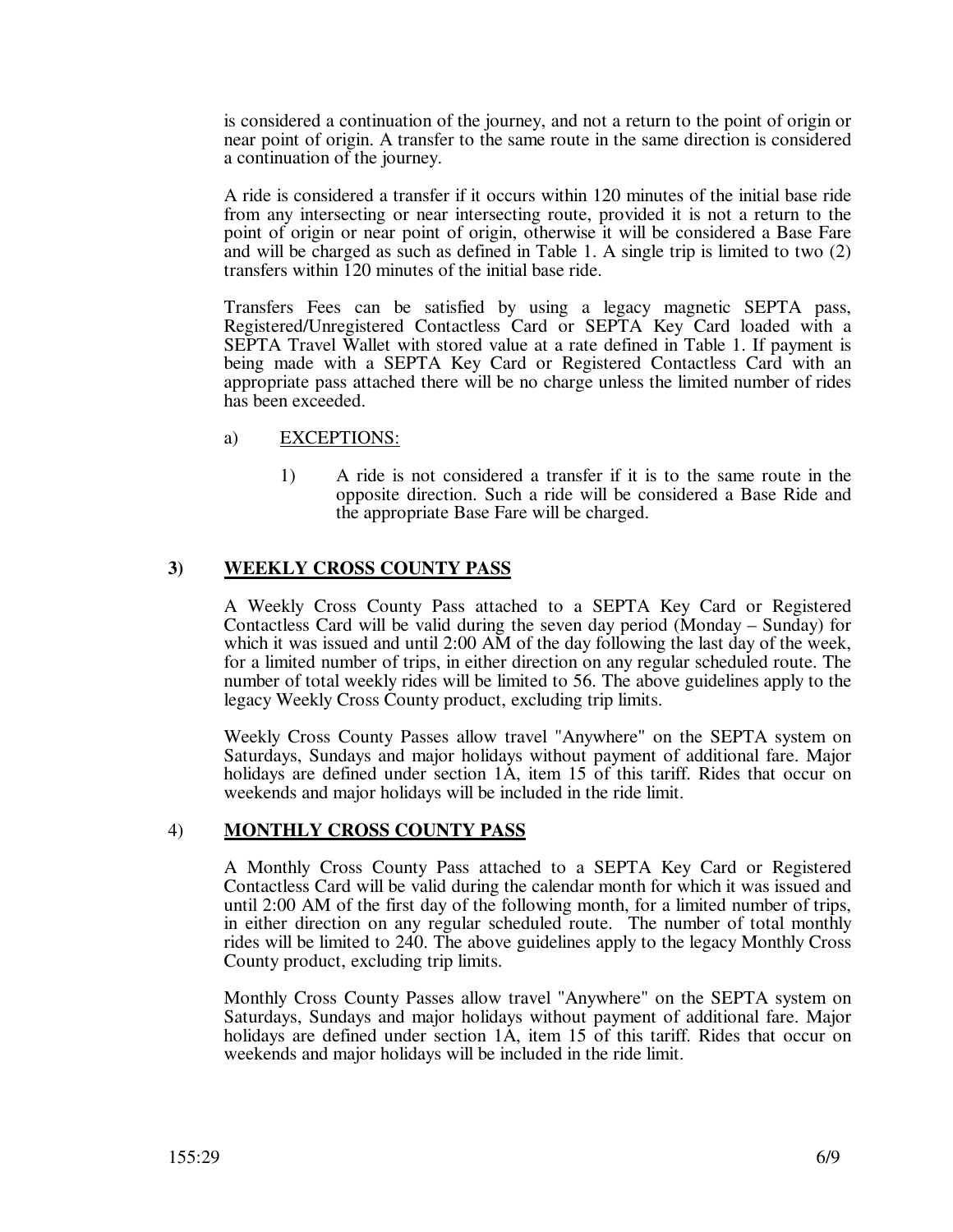is considered a continuation of the journey, and not a return to the point of origin or near point of origin. A transfer to the same route in the same direction is considered a continuation of the journey.

A ride is considered a transfer if it occurs within 120 minutes of the initial base ride from any intersecting or near intersecting route, provided it is not a return to the point of origin or near point of origin, otherwise it will be considered a Base Fare and will be charged as such as defined in Table 1. A single trip is limited to two (2) transfers within 120 minutes of the initial base ride.

Transfers Fees can be satisfied by using a legacy magnetic SEPTA pass, Registered/Unregistered Contactless Card or SEPTA Key Card loaded with a SEPTA Travel Wallet with stored value at a rate defined in Table 1. If payment is being made with a SEPTA Key Card or Registered Contactless Card with an appropriate pass attached there will be no charge unless the limited number of rides has been exceeded.

a) <u>EXCEPTIONS:</u>

   1) A ride is not considered a transfer if it is to the same route in the opposite direction. Such a ride will be considered a Base Ride and the appropriate Base Fare will be charged.

## 3) <u>WEEKLY CROSS COUNTY PASS</u>

A Weekly Cross County Pass attached to a SEPTA Key Card or Registered Contactless Card will be valid during the seven day period (Monday – Sunday) for which it was issued and until 2:00 AM of the day following the last day of the week, for a limited number of trips, in either direction on any regular scheduled route. The number of total weekly rides will be limited to 56. The above guidelines apply to the legacy Weekly Cross County product, excluding trip limits.

Weekly Cross County Passes allow travel "Anywhere" on the SEPTA system on Saturdays, Sundays and major holidays without payment of additional fare. Major holidays are defined under section 1A, item 15 of this tariff. Rides that occur on weekends and major holidays will be included in the ride limit.

## 4) <u>MONTHLY CROSS COUNTY PASS</u>

A Monthly Cross County Pass attached to a SEPTA Key Card or Registered Contactless Card will be valid during the calendar month for which it was issued and until 2:00 AM of the first day of the following month, for a limited number of trips, in either direction on any regular scheduled route. The number of total monthly rides will be limited to 240. The above guidelines apply to the legacy Monthly Cross County product, excluding trip limits.

Monthly Cross County Passes allow travel "Anywhere" on the SEPTA system on Saturdays, Sundays and major holidays without payment of additional fare. Major holidays are defined under section 1A, item 15 of this tariff. Rides that occur on weekends and major holidays will be included in the ride limit.

155:29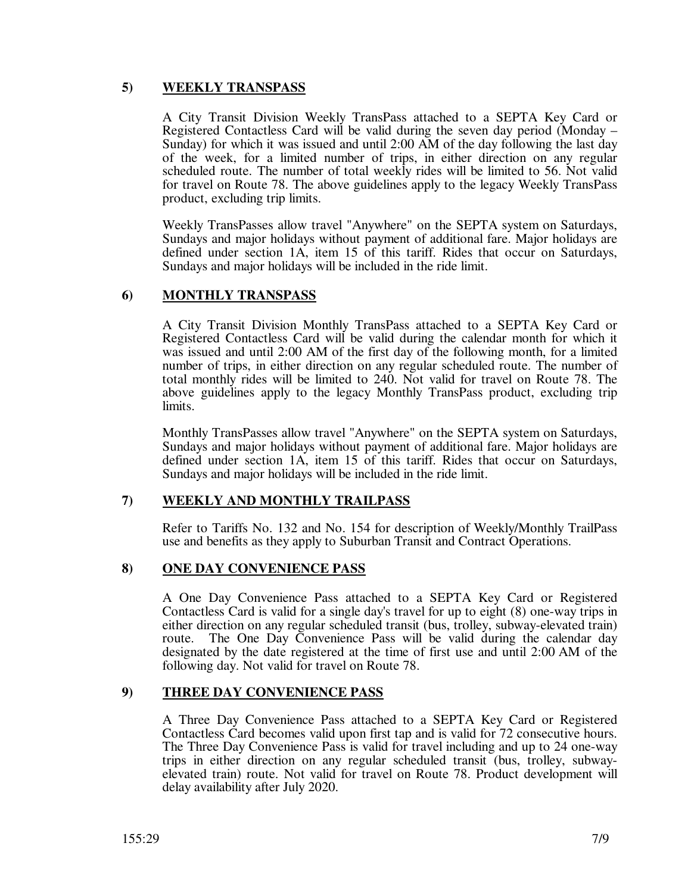## 5) <u>WEEKLY TRANSPASS</u>

A City Transit Division Weekly TransPass attached to a SEPTA Key Card or Registered Contactless Card will be valid during the seven day period (Monday – Sunday) for which it was issued and until 2:00 AM of the day following the last day of the week, for a limited number of trips, in either direction on any regular scheduled route. The number of total weekly rides will be limited to 56. Not valid for travel on Route 78. The above guidelines apply to the legacy Weekly TransPass product, excluding trip limits.

Weekly TransPasses allow travel "Anywhere" on the SEPTA system on Saturdays, Sundays and major holidays without payment of additional fare. Major holidays are defined under section 1A, item 15 of this tariff. Rides that occur on Saturdays, Sundays and major holidays will be included in the ride limit.

## 6) <u>MONTHLY TRANSPASS</u>

A City Transit Division Monthly TransPass attached to a SEPTA Key Card or Registered Contactless Card will be valid during the calendar month for which it was issued and until 2:00 AM of the first day of the following month, for a limited number of trips, in either direction on any regular scheduled route. The number of total monthly rides will be limited to 240. Not valid for travel on Route 78. The above guidelines apply to the legacy Monthly TransPass product, excluding trip limits.

Monthly TransPasses allow travel "Anywhere" on the SEPTA system on Saturdays, Sundays and major holidays without payment of additional fare. Major holidays are defined under section 1A, item 15 of this tariff. Rides that occur on Saturdays, Sundays and major holidays will be included in the ride limit.

## 7) <u>WEEKLY AND MONTHLY TRAILPASS</u>

Refer to Tariffs No. 132 and No. 154 for description of Weekly/Monthly TrailPass use and benefits as they apply to Suburban Transit and Contract Operations.

## 8) <u>ONE DAY CONVENIENCE PASS</u>

A One Day Convenience Pass attached to a SEPTA Key Card or Registered Contactless Card is valid for a single day's travel for up to eight (8) one-way trips in either direction on any regular scheduled transit (bus, trolley, subway-elevated train) route. The One Day Convenience Pass will be valid during the calendar day designated by the date registered at the time of first use and until 2:00 AM of the following day. Not valid for travel on Route 78.

## 9) <u>THREE DAY CONVENIENCE PASS</u>

A Three Day Convenience Pass attached to a SEPTA Key Card or Registered Contactless Card becomes valid upon first tap and is valid for 72 consecutive hours. The Three Day Convenience Pass is valid for travel including and up to 24 one-way trips in either direction on any regular scheduled transit (bus, trolley, subway-elevated train) route. Not valid for travel on Route 78. Product development will delay availability after July 2020.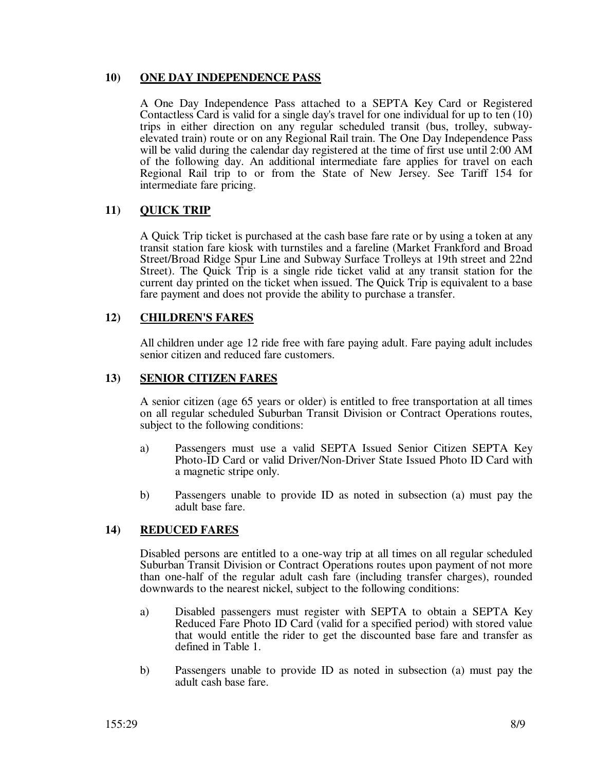### 10) ONE DAY INDEPENDENCE PASS

A One Day Independence Pass attached to a SEPTA Key Card or Registered Contactless Card is valid for a single day's travel for one individual for up to ten (10) trips in either direction on any regular scheduled transit (bus, trolley, subway-elevated train) route or on any Regional Rail train. The One Day Independence Pass will be valid during the calendar day registered at the time of first use until 2:00 AM of the following day. An additional intermediate fare applies for travel on each Regional Rail trip to or from the State of New Jersey. See Tariff 154 for intermediate fare pricing.

### 11) QUICK TRIP

A Quick Trip ticket is purchased at the cash base fare rate or by using a token at any transit station fare kiosk with turnstiles and a fareline (Market Frankford and Broad Street/Broad Ridge Spur Line and Subway Surface Trolleys at 19th street and 22nd Street). The Quick Trip is a single ride ticket valid at any transit station for the current day printed on the ticket when issued. The Quick Trip is equivalent to a base fare payment and does not provide the ability to purchase a transfer.

### 12) CHILDREN'S FARES

All children under age 12 ride free with fare paying adult. Fare paying adult includes senior citizen and reduced fare customers.

### 13) SENIOR CITIZEN FARES

A senior citizen (age 65 years or older) is entitled to free transportation at all times on all regular scheduled Suburban Transit Division or Contract Operations routes, subject to the following conditions:

a) Passengers must use a valid SEPTA Issued Senior Citizen SEPTA Key Photo-ID Card or valid Driver/Non-Driver State Issued Photo ID Card with a magnetic stripe only.

b) Passengers unable to provide ID as noted in subsection (a) must pay the adult base fare.

### 14) REDUCED FARES

Disabled persons are entitled to a one-way trip at all times on all regular scheduled Suburban Transit Division or Contract Operations routes upon payment of not more than one-half of the regular adult cash fare (including transfer charges), rounded downwards to the nearest nickel, subject to the following conditions:

a) Disabled passengers must register with SEPTA to obtain a SEPTA Key Reduced Fare Photo ID Card (valid for a specified period) with stored value that would entitle the rider to get the discounted base fare and transfer as defined in Table 1.

b) Passengers unable to provide ID as noted in subsection (a) must pay the adult cash base fare.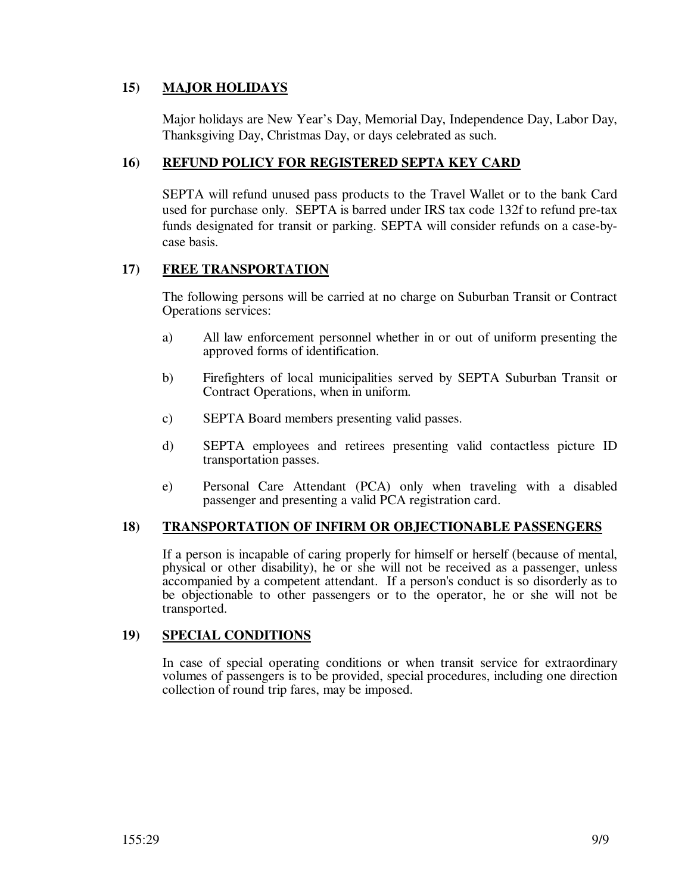## 15) MAJOR HOLIDAYS

Major holidays are New Year's Day, Memorial Day, Independence Day, Labor Day, Thanksgiving Day, Christmas Day, or days celebrated as such.

## 16) REFUND POLICY FOR REGISTERED SEPTA KEY CARD

SEPTA will refund unused pass products to the Travel Wallet or to the bank Card used for purchase only. SEPTA is barred under IRS tax code 132f to refund pre-tax funds designated for transit or parking. SEPTA will consider refunds on a case-by-case basis.

## 17) FREE TRANSPORTATION

The following persons will be carried at no charge on Suburban Transit or Contract Operations services:

a) All law enforcement personnel whether in or out of uniform presenting the approved forms of identification.

b) Firefighters of local municipalities served by SEPTA Suburban Transit or Contract Operations, when in uniform.

c) SEPTA Board members presenting valid passes.

d) SEPTA employees and retirees presenting valid contactless picture ID transportation passes.

e) Personal Care Attendant (PCA) only when traveling with a disabled passenger and presenting a valid PCA registration card.

## 18) TRANSPORTATION OF INFIRM OR OBJECTIONABLE PASSENGERS

If a person is incapable of caring properly for himself or herself (because of mental, physical or other disability), he or she will not be received as a passenger, unless accompanied by a competent attendant. If a person's conduct is so disorderly as to be objectionable to other passengers or to the operator, he or she will not be transported.

## 19) SPECIAL CONDITIONS

In case of special operating conditions or when transit service for extraordinary volumes of passengers is to be provided, special procedures, including one direction collection of round trip fares, may be imposed.

155:29